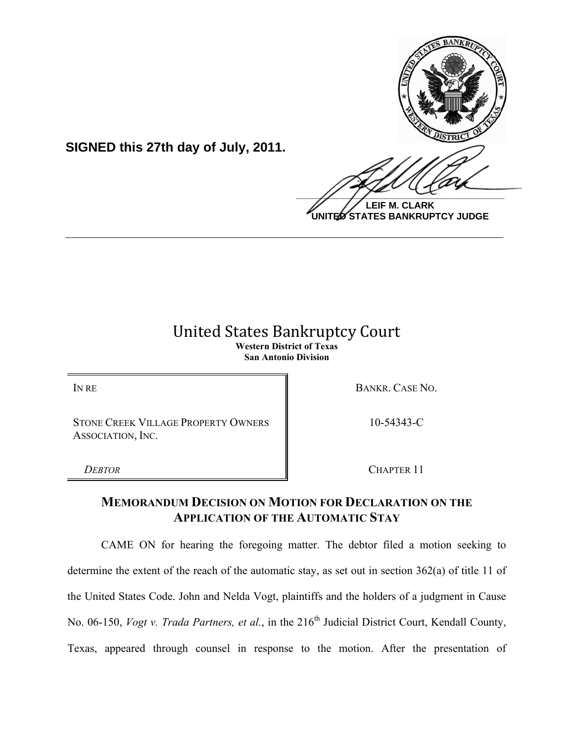**SIGNED this 27th day of July, 2011.**

**LEIF M. CLARK**
**UNITED STATES BANKRUPTCY JUDGE**

---

# United States Bankruptcy Court

**Western District of Texas**
**San Antonio Division**

| | |
|---|---|
| IN RE | BANKR. CASE NO. |
| STONE CREEK VILLAGE PROPERTY OWNERS ASSOCIATION, INC. | 10-54343-C |
| *DEBTOR* | CHAPTER 11 |

## MEMORANDUM DECISION ON MOTION FOR DECLARATION ON THE APPLICATION OF THE AUTOMATIC STAY

CAME ON for hearing the foregoing matter. The debtor filed a motion seeking to determine the extent of the reach of the automatic stay, as set out in section 362(a) of title 11 of the United States Code. John and Nelda Vogt, plaintiffs and the holders of a judgment in Cause No. 06-150, *Vogt v. Trada Partners, et al.*, in the 216th Judicial District Court, Kendall County, Texas, appeared through counsel in response to the motion. After the presentation of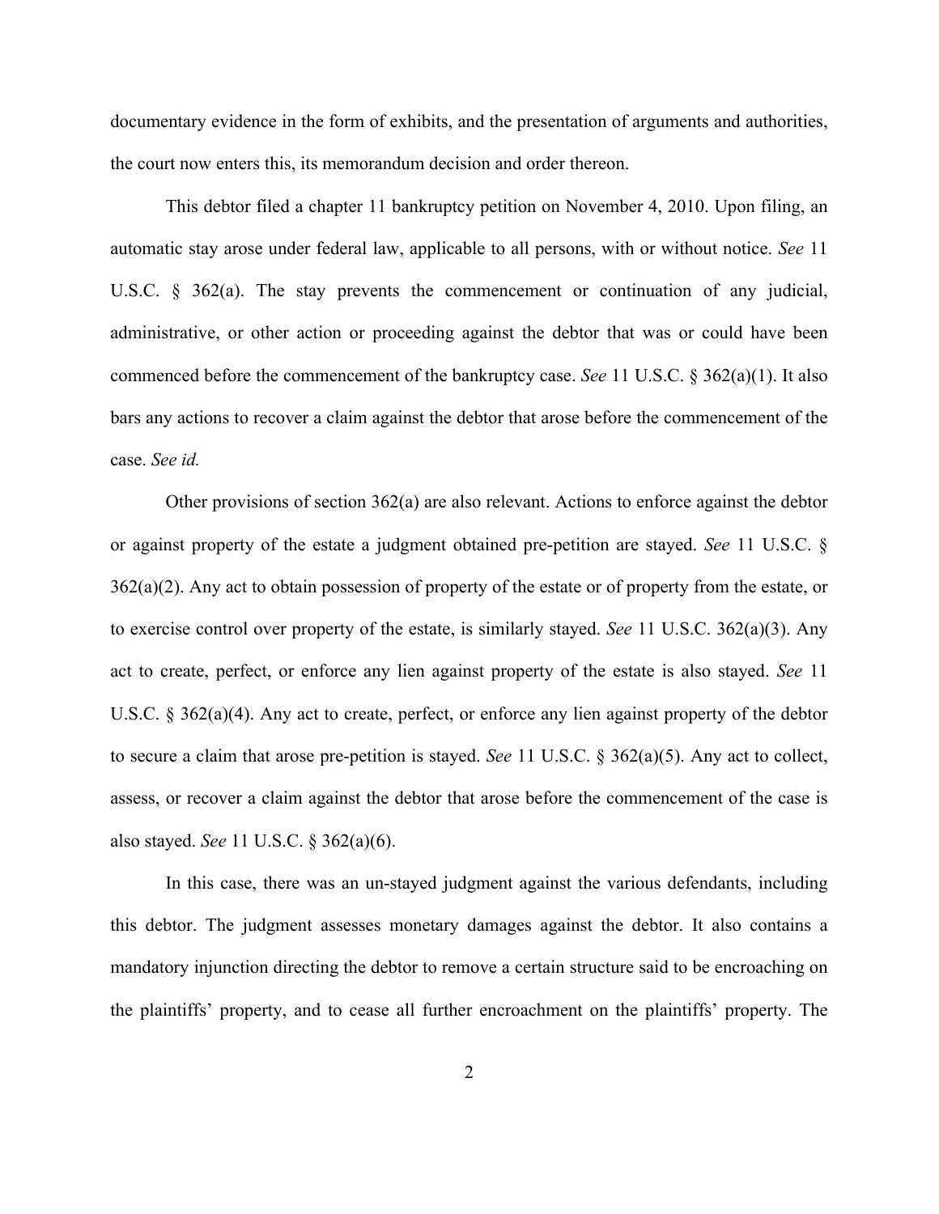documentary evidence in the form of exhibits, and the presentation of arguments and authorities, the court now enters this, its memorandum decision and order thereon.

This debtor filed a chapter 11 bankruptcy petition on November 4, 2010. Upon filing, an automatic stay arose under federal law, applicable to all persons, with or without notice. *See* 11 U.S.C. § 362(a). The stay prevents the commencement or continuation of any judicial, administrative, or other action or proceeding against the debtor that was or could have been commenced before the commencement of the bankruptcy case. *See* 11 U.S.C. § 362(a)(1). It also bars any actions to recover a claim against the debtor that arose before the commencement of the case. *See id.*

Other provisions of section 362(a) are also relevant. Actions to enforce against the debtor or against property of the estate a judgment obtained pre-petition are stayed. *See* 11 U.S.C. § 362(a)(2). Any act to obtain possession of property of the estate or of property from the estate, or to exercise control over property of the estate, is similarly stayed. *See* 11 U.S.C. 362(a)(3). Any act to create, perfect, or enforce any lien against property of the estate is also stayed. *See* 11 U.S.C. § 362(a)(4). Any act to create, perfect, or enforce any lien against property of the debtor to secure a claim that arose pre-petition is stayed. *See* 11 U.S.C. § 362(a)(5). Any act to collect, assess, or recover a claim against the debtor that arose before the commencement of the case is also stayed. *See* 11 U.S.C. § 362(a)(6).

In this case, there was an un-stayed judgment against the various defendants, including this debtor. The judgment assesses monetary damages against the debtor. It also contains a mandatory injunction directing the debtor to remove a certain structure said to be encroaching on the plaintiffs' property, and to cease all further encroachment on the plaintiffs' property. The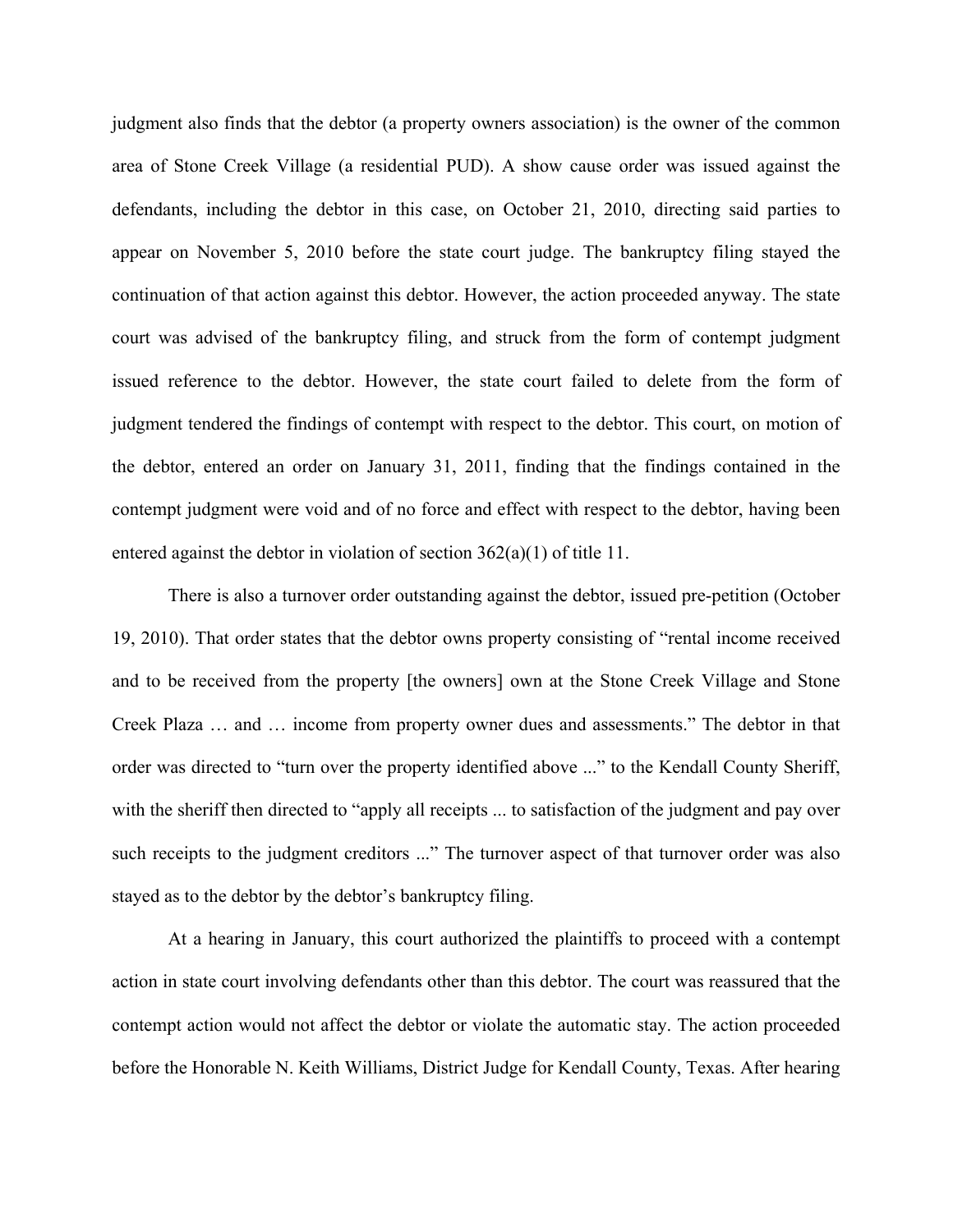judgment also finds that the debtor (a property owners association) is the owner of the common area of Stone Creek Village (a residential PUD). A show cause order was issued against the defendants, including the debtor in this case, on October 21, 2010, directing said parties to appear on November 5, 2010 before the state court judge. The bankruptcy filing stayed the continuation of that action against this debtor. However, the action proceeded anyway. The state court was advised of the bankruptcy filing, and struck from the form of contempt judgment issued reference to the debtor. However, the state court failed to delete from the form of judgment tendered the findings of contempt with respect to the debtor. This court, on motion of the debtor, entered an order on January 31, 2011, finding that the findings contained in the contempt judgment were void and of no force and effect with respect to the debtor, having been entered against the debtor in violation of section 362(a)(1) of title 11.

There is also a turnover order outstanding against the debtor, issued pre-petition (October 19, 2010). That order states that the debtor owns property consisting of "rental income received and to be received from the property [the owners] own at the Stone Creek Village and Stone Creek Plaza … and … income from property owner dues and assessments." The debtor in that order was directed to "turn over the property identified above ..." to the Kendall County Sheriff, with the sheriff then directed to "apply all receipts ... to satisfaction of the judgment and pay over such receipts to the judgment creditors ..." The turnover aspect of that turnover order was also stayed as to the debtor by the debtor's bankruptcy filing.

At a hearing in January, this court authorized the plaintiffs to proceed with a contempt action in state court involving defendants other than this debtor. The court was reassured that the contempt action would not affect the debtor or violate the automatic stay. The action proceeded before the Honorable N. Keith Williams, District Judge for Kendall County, Texas. After hearing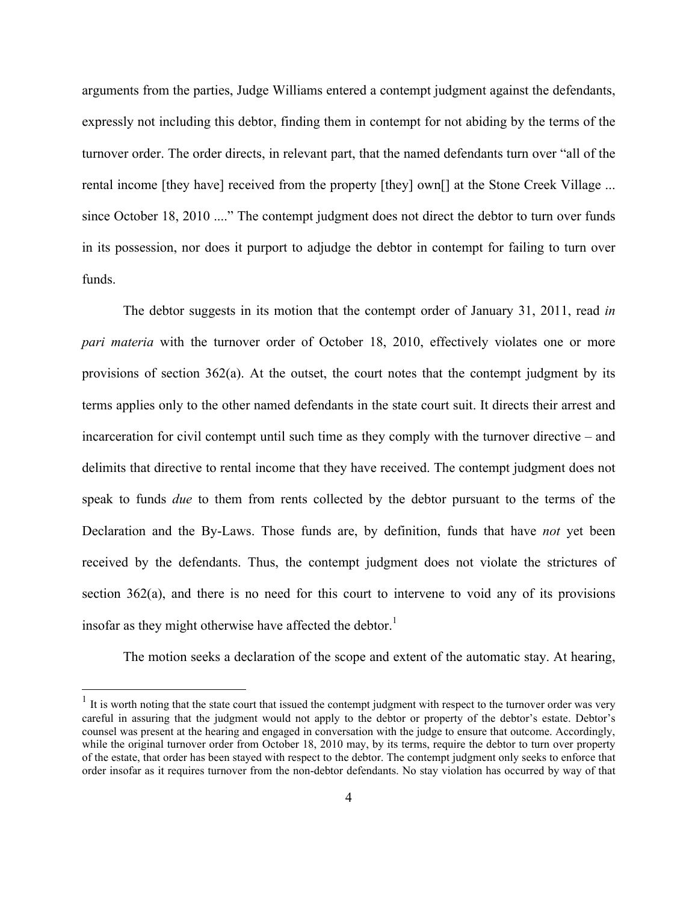arguments from the parties, Judge Williams entered a contempt judgment against the defendants, expressly not including this debtor, finding them in contempt for not abiding by the terms of the turnover order. The order directs, in relevant part, that the named defendants turn over "all of the rental income [they have] received from the property [they] own[] at the Stone Creek Village ... since October 18, 2010 ...." The contempt judgment does not direct the debtor to turn over funds in its possession, nor does it purport to adjudge the debtor in contempt for failing to turn over funds.

The debtor suggests in its motion that the contempt order of January 31, 2011, read *in pari materia* with the turnover order of October 18, 2010, effectively violates one or more provisions of section 362(a). At the outset, the court notes that the contempt judgment by its terms applies only to the other named defendants in the state court suit. It directs their arrest and incarceration for civil contempt until such time as they comply with the turnover directive – and delimits that directive to rental income that they have received. The contempt judgment does not speak to funds *due* to them from rents collected by the debtor pursuant to the terms of the Declaration and the By-Laws. Those funds are, by definition, funds that have *not* yet been received by the defendants. Thus, the contempt judgment does not violate the strictures of section 362(a), and there is no need for this court to intervene to void any of its provisions insofar as they might otherwise have affected the debtor.[1]

The motion seeks a declaration of the scope and extent of the automatic stay. At hearing,

---

[1] It is worth noting that the state court that issued the contempt judgment with respect to the turnover order was very careful in assuring that the judgment would not apply to the debtor or property of the debtor's estate. Debtor's counsel was present at the hearing and engaged in conversation with the judge to ensure that outcome. Accordingly, while the original turnover order from October 18, 2010 may, by its terms, require the debtor to turn over property of the estate, that order has been stayed with respect to the debtor. The contempt judgment only seeks to enforce that order insofar as it requires turnover from the non-debtor defendants. No stay violation has occurred by way of that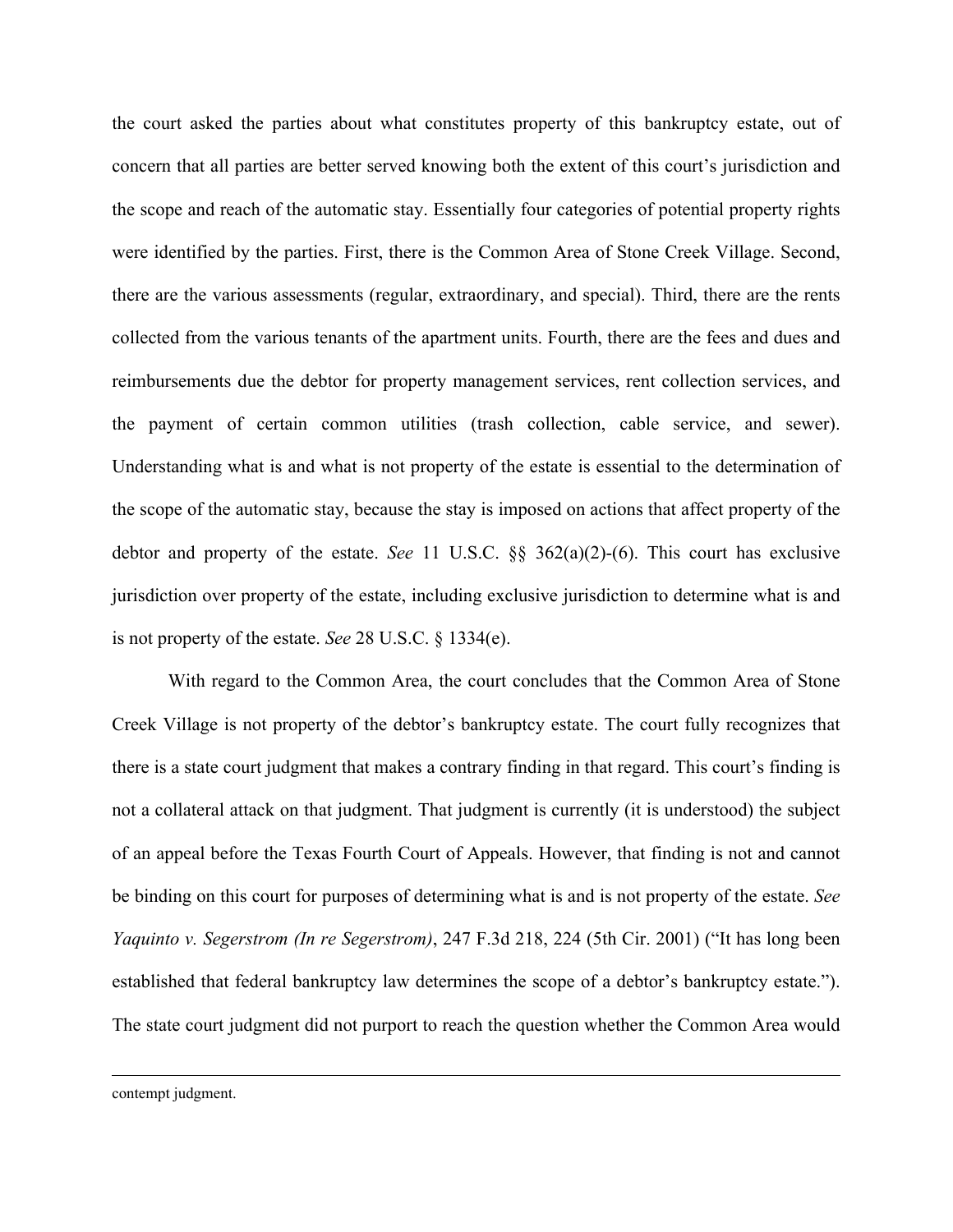the court asked the parties about what constitutes property of this bankruptcy estate, out of concern that all parties are better served knowing both the extent of this court's jurisdiction and the scope and reach of the automatic stay. Essentially four categories of potential property rights were identified by the parties. First, there is the Common Area of Stone Creek Village. Second, there are the various assessments (regular, extraordinary, and special). Third, there are the rents collected from the various tenants of the apartment units. Fourth, there are the fees and dues and reimbursements due the debtor for property management services, rent collection services, and the payment of certain common utilities (trash collection, cable service, and sewer). Understanding what is and what is not property of the estate is essential to the determination of the scope of the automatic stay, because the stay is imposed on actions that affect property of the debtor and property of the estate. *See* 11 U.S.C. §§ 362(a)(2)-(6). This court has exclusive jurisdiction over property of the estate, including exclusive jurisdiction to determine what is and is not property of the estate. *See* 28 U.S.C. § 1334(e).

With regard to the Common Area, the court concludes that the Common Area of Stone Creek Village is not property of the debtor's bankruptcy estate. The court fully recognizes that there is a state court judgment that makes a contrary finding in that regard. This court's finding is not a collateral attack on that judgment. That judgment is currently (it is understood) the subject of an appeal before the Texas Fourth Court of Appeals. However, that finding is not and cannot be binding on this court for purposes of determining what is and is not property of the estate. *See Yaquinto v. Segerstrom (In re Segerstrom)*, 247 F.3d 218, 224 (5th Cir. 2001) ("It has long been established that federal bankruptcy law determines the scope of a debtor's bankruptcy estate."). The state court judgment did not purport to reach the question whether the Common Area would

---

contempt judgment.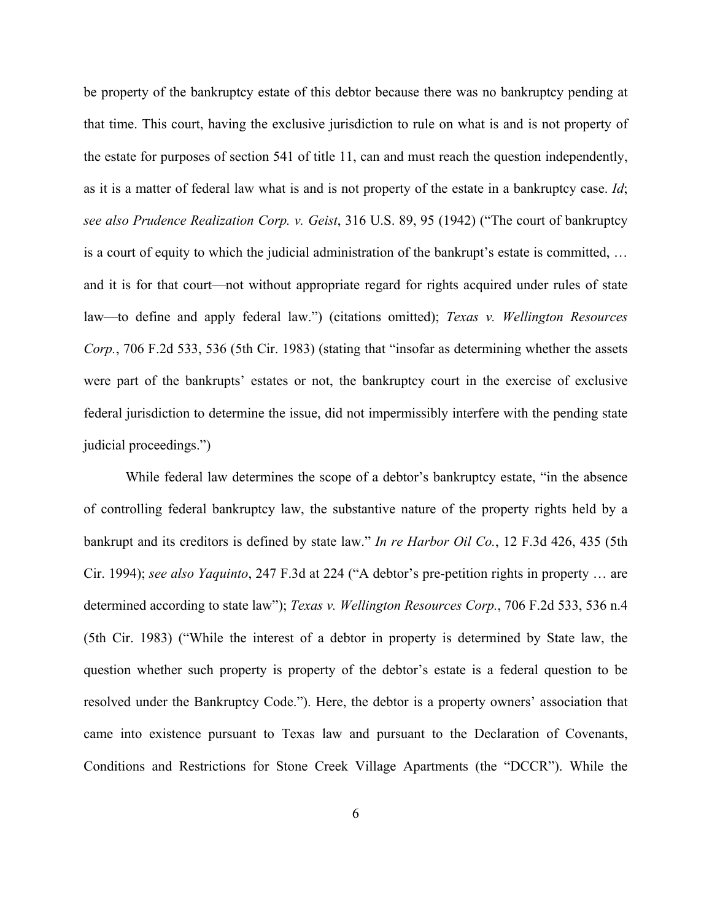be property of the bankruptcy estate of this debtor because there was no bankruptcy pending at that time. This court, having the exclusive jurisdiction to rule on what is and is not property of the estate for purposes of section 541 of title 11, can and must reach the question independently, as it is a matter of federal law what is and is not property of the estate in a bankruptcy case. *Id*; *see also Prudence Realization Corp. v. Geist*, 316 U.S. 89, 95 (1942) ("The court of bankruptcy is a court of equity to which the judicial administration of the bankrupt's estate is committed, … and it is for that court—not without appropriate regard for rights acquired under rules of state law—to define and apply federal law.") (citations omitted); *Texas v. Wellington Resources Corp.*, 706 F.2d 533, 536 (5th Cir. 1983) (stating that "insofar as determining whether the assets were part of the bankrupts' estates or not, the bankruptcy court in the exercise of exclusive federal jurisdiction to determine the issue, did not impermissibly interfere with the pending state judicial proceedings.")

While federal law determines the scope of a debtor's bankruptcy estate, "in the absence of controlling federal bankruptcy law, the substantive nature of the property rights held by a bankrupt and its creditors is defined by state law." *In re Harbor Oil Co.*, 12 F.3d 426, 435 (5th Cir. 1994); *see also Yaquinto*, 247 F.3d at 224 ("A debtor's pre-petition rights in property … are determined according to state law"); *Texas v. Wellington Resources Corp.*, 706 F.2d 533, 536 n.4 (5th Cir. 1983) ("While the interest of a debtor in property is determined by State law, the question whether such property is property of the debtor's estate is a federal question to be resolved under the Bankruptcy Code."). Here, the debtor is a property owners' association that came into existence pursuant to Texas law and pursuant to the Declaration of Covenants, Conditions and Restrictions for Stone Creek Village Apartments (the "DCCR"). While the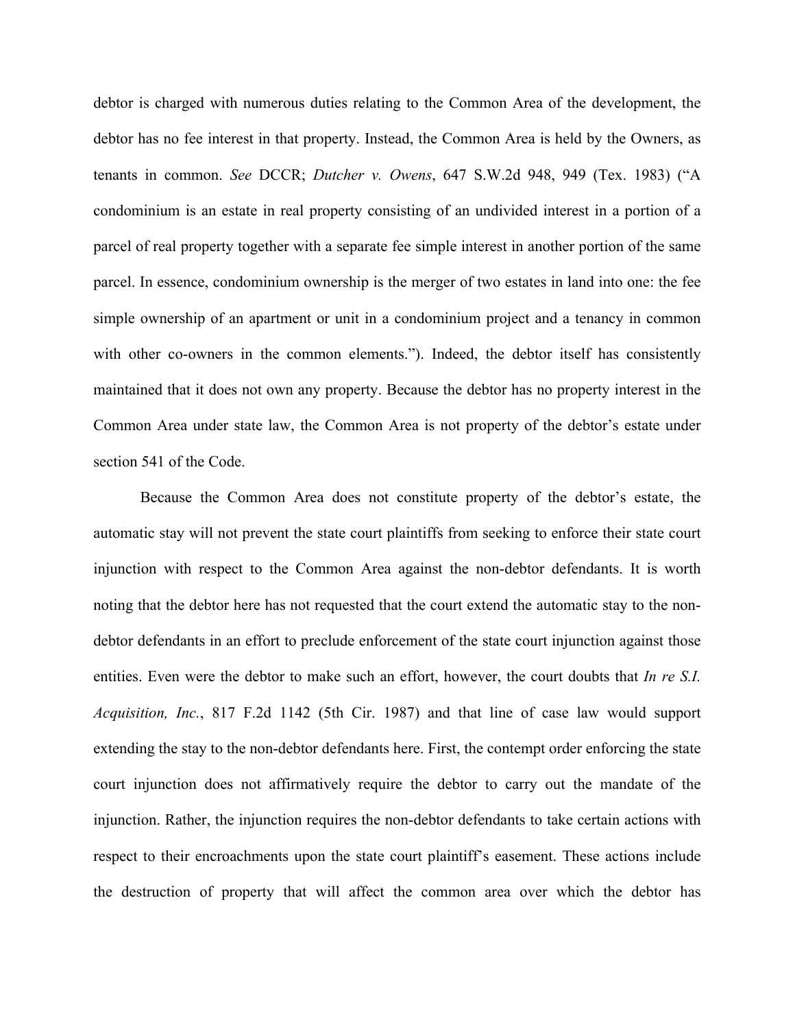debtor is charged with numerous duties relating to the Common Area of the development, the debtor has no fee interest in that property. Instead, the Common Area is held by the Owners, as tenants in common. *See* DCCR; *Dutcher v. Owens*, 647 S.W.2d 948, 949 (Tex. 1983) ("A condominium is an estate in real property consisting of an undivided interest in a portion of a parcel of real property together with a separate fee simple interest in another portion of the same parcel. In essence, condominium ownership is the merger of two estates in land into one: the fee simple ownership of an apartment or unit in a condominium project and a tenancy in common with other co-owners in the common elements."). Indeed, the debtor itself has consistently maintained that it does not own any property. Because the debtor has no property interest in the Common Area under state law, the Common Area is not property of the debtor's estate under section 541 of the Code.

Because the Common Area does not constitute property of the debtor's estate, the automatic stay will not prevent the state court plaintiffs from seeking to enforce their state court injunction with respect to the Common Area against the non-debtor defendants. It is worth noting that the debtor here has not requested that the court extend the automatic stay to the non-debtor defendants in an effort to preclude enforcement of the state court injunction against those entities. Even were the debtor to make such an effort, however, the court doubts that *In re S.I. Acquisition, Inc.*, 817 F.2d 1142 (5th Cir. 1987) and that line of case law would support extending the stay to the non-debtor defendants here. First, the contempt order enforcing the state court injunction does not affirmatively require the debtor to carry out the mandate of the injunction. Rather, the injunction requires the non-debtor defendants to take certain actions with respect to their encroachments upon the state court plaintiff's easement. These actions include the destruction of property that will affect the common area over which the debtor has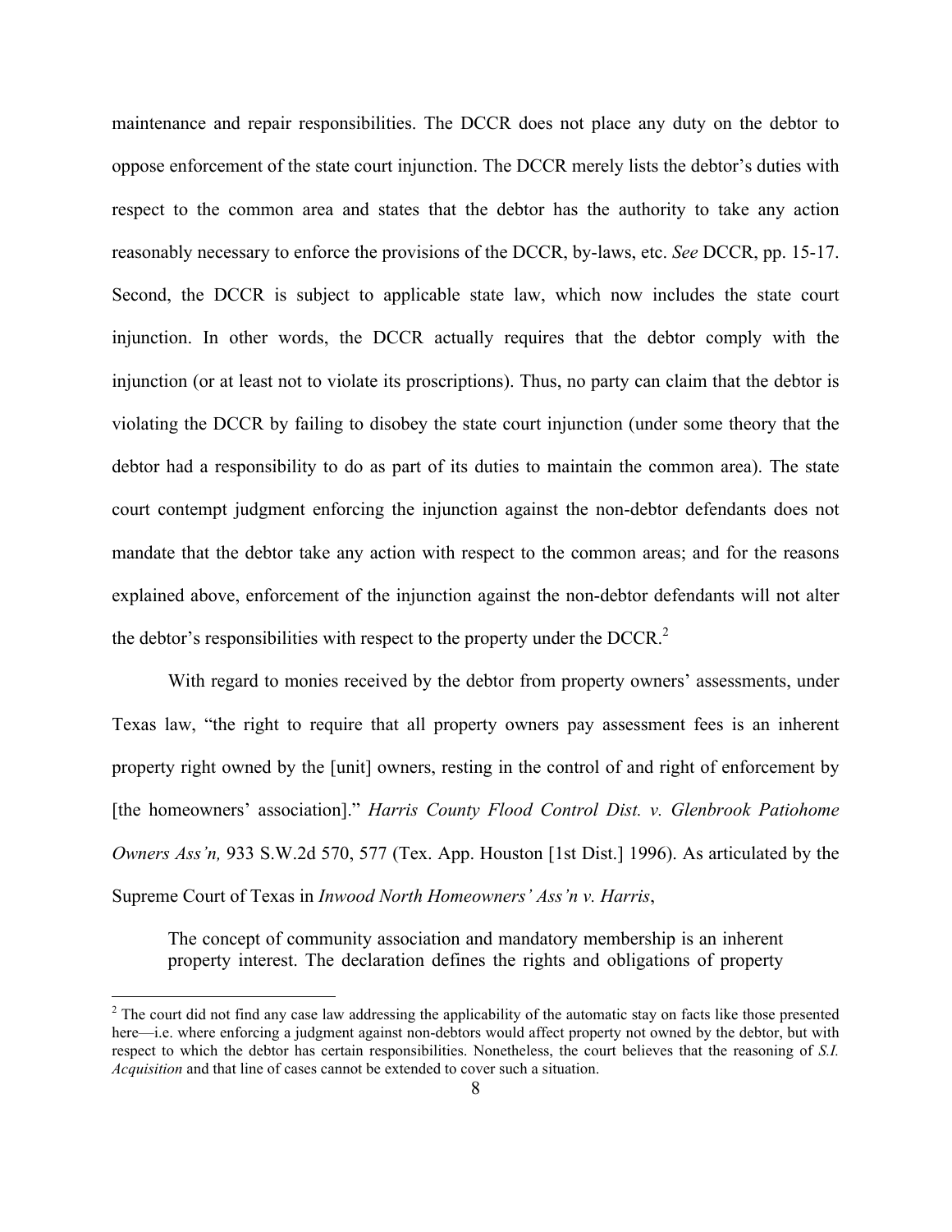maintenance and repair responsibilities. The DCCR does not place any duty on the debtor to oppose enforcement of the state court injunction. The DCCR merely lists the debtor's duties with respect to the common area and states that the debtor has the authority to take any action reasonably necessary to enforce the provisions of the DCCR, by-laws, etc. *See* DCCR, pp. 15-17. Second, the DCCR is subject to applicable state law, which now includes the state court injunction. In other words, the DCCR actually requires that the debtor comply with the injunction (or at least not to violate its proscriptions). Thus, no party can claim that the debtor is violating the DCCR by failing to disobey the state court injunction (under some theory that the debtor had a responsibility to do as part of its duties to maintain the common area). The state court contempt judgment enforcing the injunction against the non-debtor defendants does not mandate that the debtor take any action with respect to the common areas; and for the reasons explained above, enforcement of the injunction against the non-debtor defendants will not alter the debtor's responsibilities with respect to the property under the DCCR.[2]

With regard to monies received by the debtor from property owners' assessments, under Texas law, "the right to require that all property owners pay assessment fees is an inherent property right owned by the [unit] owners, resting in the control of and right of enforcement by [the homeowners' association]." *Harris County Flood Control Dist. v. Glenbrook Patiohome Owners Ass'n,* 933 S.W.2d 570, 577 (Tex. App. Houston [1st Dist.] 1996). As articulated by the Supreme Court of Texas in *Inwood North Homeowners' Ass'n v. Harris*,

> The concept of community association and mandatory membership is an inherent property interest. The declaration defines the rights and obligations of property

[2] The court did not find any case law addressing the applicability of the automatic stay on facts like those presented here—i.e. where enforcing a judgment against non-debtors would affect property not owned by the debtor, but with respect to which the debtor has certain responsibilities. Nonetheless, the court believes that the reasoning of *S.I. Acquisition* and that line of cases cannot be extended to cover such a situation.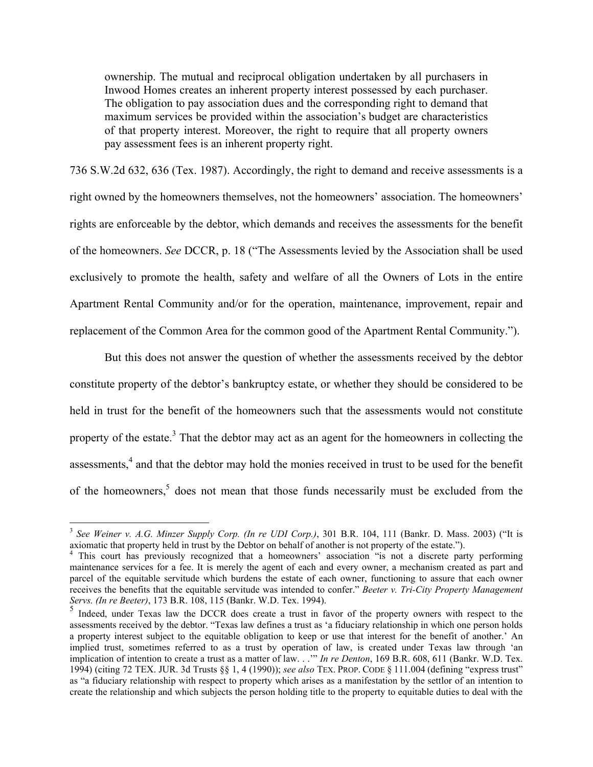> ownership. The mutual and reciprocal obligation undertaken by all purchasers in Inwood Homes creates an inherent property interest possessed by each purchaser. The obligation to pay association dues and the corresponding right to demand that maximum services be provided within the association's budget are characteristics of that property interest. Moreover, the right to require that all property owners pay assessment fees is an inherent property right.

736 S.W.2d 632, 636 (Tex. 1987). Accordingly, the right to demand and receive assessments is a right owned by the homeowners themselves, not the homeowners' association. The homeowners' rights are enforceable by the debtor, which demands and receives the assessments for the benefit of the homeowners. *See* DCCR, p. 18 ("The Assessments levied by the Association shall be used exclusively to promote the health, safety and welfare of all the Owners of Lots in the entire Apartment Rental Community and/or for the operation, maintenance, improvement, repair and replacement of the Common Area for the common good of the Apartment Rental Community.").

But this does not answer the question of whether the assessments received by the debtor constitute property of the debtor's bankruptcy estate, or whether they should be considered to be held in trust for the benefit of the homeowners such that the assessments would not constitute property of the estate.[3] That the debtor may act as an agent for the homeowners in collecting the assessments,[4] and that the debtor may hold the monies received in trust to be used for the benefit of the homeowners,[5] does not mean that those funds necessarily must be excluded from the

---

[3] *See Weiner v. A.G. Minzer Supply Corp. (In re UDI Corp.)*, 301 B.R. 104, 111 (Bankr. D. Mass. 2003) ("It is axiomatic that property held in trust by the Debtor on behalf of another is not property of the estate.").

[4] This court has previously recognized that a homeowners' association "is not a discrete party performing maintenance services for a fee. It is merely the agent of each and every owner, a mechanism created as part and parcel of the equitable servitude which burdens the estate of each owner, functioning to assure that each owner receives the benefits that the equitable servitude was intended to confer." *Beeter v. Tri-City Property Management Servs. (In re Beeter)*, 173 B.R. 108, 115 (Bankr. W.D. Tex. 1994).

[5] Indeed, under Texas law the DCCR does create a trust in favor of the property owners with respect to the assessments received by the debtor. "Texas law defines a trust as 'a fiduciary relationship in which one person holds a property interest subject to the equitable obligation to keep or use that interest for the benefit of another.' An implied trust, sometimes referred to as a trust by operation of law, is created under Texas law through 'an implication of intention to create a trust as a matter of law. . .'" *In re Denton*, 169 B.R. 608, 611 (Bankr. W.D. Tex. 1994) (citing 72 TEX. JUR. 3d Trusts §§ 1, 4 (1990)); *see also* TEX. PROP. CODE § 111.004 (defining "express trust" as "a fiduciary relationship with respect to property which arises as a manifestation by the settlor of an intention to create the relationship and which subjects the person holding title to the property to equitable duties to deal with the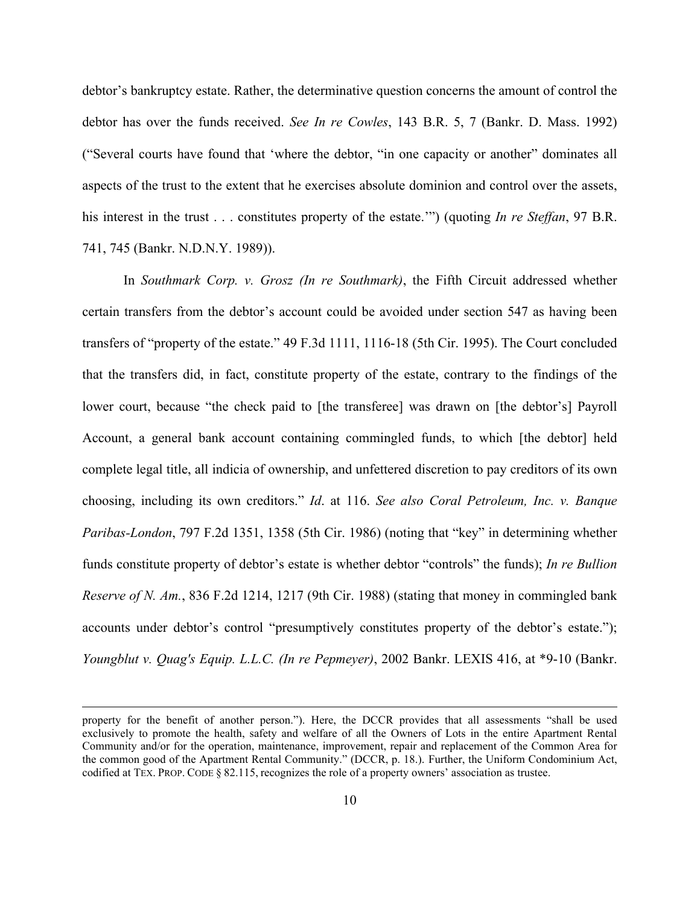debtor's bankruptcy estate. Rather, the determinative question concerns the amount of control the debtor has over the funds received. *See In re Cowles*, 143 B.R. 5, 7 (Bankr. D. Mass. 1992) ("Several courts have found that 'where the debtor, "in one capacity or another" dominates all aspects of the trust to the extent that he exercises absolute dominion and control over the assets, his interest in the trust . . . constitutes property of the estate.'") (quoting *In re Steffan*, 97 B.R. 741, 745 (Bankr. N.D.N.Y. 1989)).

In *Southmark Corp. v. Grosz (In re Southmark)*, the Fifth Circuit addressed whether certain transfers from the debtor's account could be avoided under section 547 as having been transfers of "property of the estate." 49 F.3d 1111, 1116-18 (5th Cir. 1995). The Court concluded that the transfers did, in fact, constitute property of the estate, contrary to the findings of the lower court, because "the check paid to [the transferee] was drawn on [the debtor's] Payroll Account, a general bank account containing commingled funds, to which [the debtor] held complete legal title, all indicia of ownership, and unfettered discretion to pay creditors of its own choosing, including its own creditors." *Id*. at 116. *See also Coral Petroleum, Inc. v. Banque Paribas-London*, 797 F.2d 1351, 1358 (5th Cir. 1986) (noting that "key" in determining whether funds constitute property of debtor's estate is whether debtor "controls" the funds); *In re Bullion Reserve of N. Am.*, 836 F.2d 1214, 1217 (9th Cir. 1988) (stating that money in commingled bank accounts under debtor's control "presumptively constitutes property of the debtor's estate."); *Youngblut v. Quag's Equip. L.L.C. (In re Pepmeyer)*, 2002 Bankr. LEXIS 416, at *9-10 (Bankr.

---

property for the benefit of another person."). Here, the DCCR provides that all assessments "shall be used exclusively to promote the health, safety and welfare of all the Owners of Lots in the entire Apartment Rental Community and/or for the operation, maintenance, improvement, repair and replacement of the Common Area for the common good of the Apartment Rental Community." (DCCR, p. 18.). Further, the Uniform Condominium Act, codified at TEX. PROP. CODE § 82.115, recognizes the role of a property owners' association as trustee.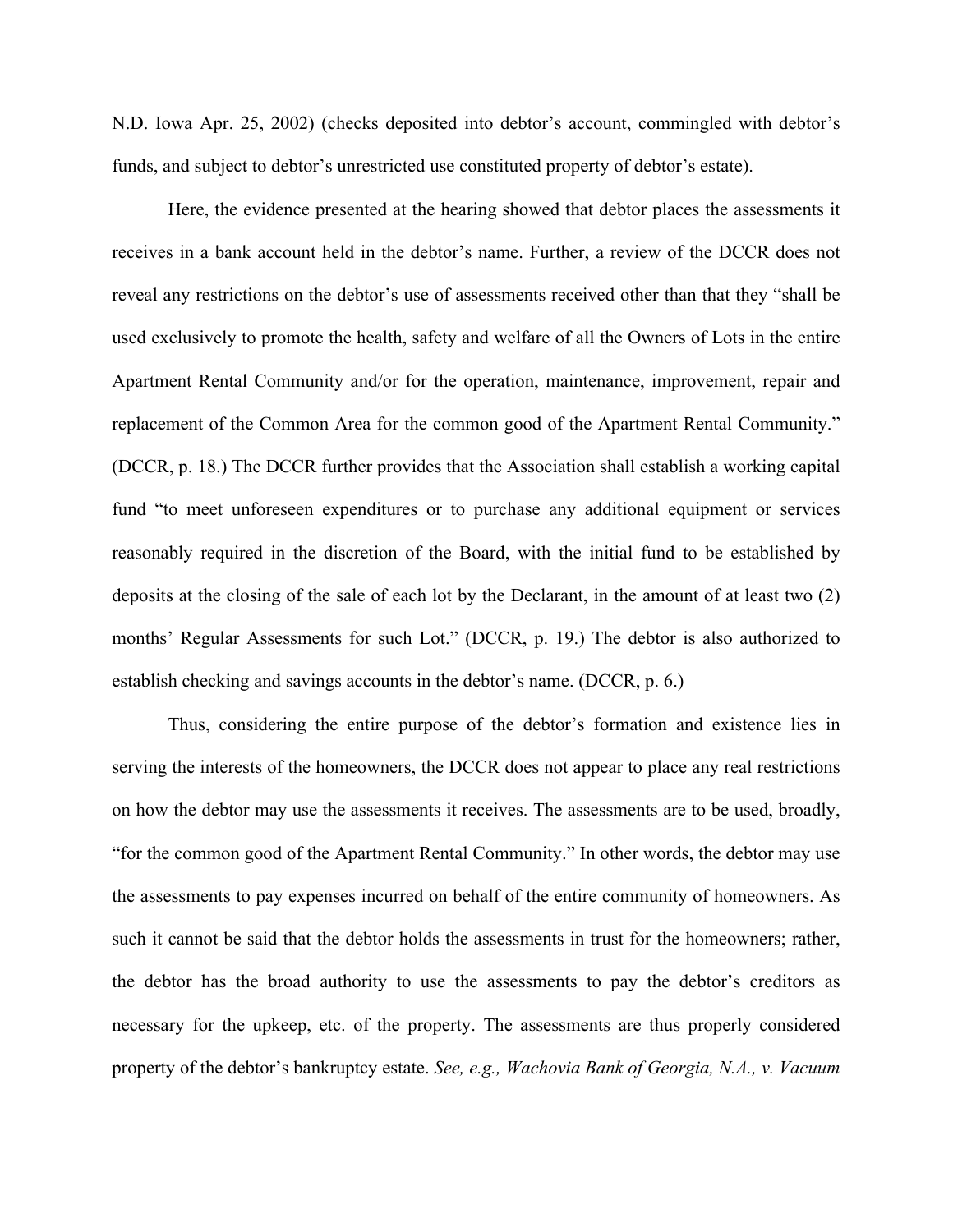N.D. Iowa Apr. 25, 2002) (checks deposited into debtor's account, commingled with debtor's funds, and subject to debtor's unrestricted use constituted property of debtor's estate).

Here, the evidence presented at the hearing showed that debtor places the assessments it receives in a bank account held in the debtor's name. Further, a review of the DCCR does not reveal any restrictions on the debtor's use of assessments received other than that they "shall be used exclusively to promote the health, safety and welfare of all the Owners of Lots in the entire Apartment Rental Community and/or for the operation, maintenance, improvement, repair and replacement of the Common Area for the common good of the Apartment Rental Community." (DCCR, p. 18.) The DCCR further provides that the Association shall establish a working capital fund "to meet unforeseen expenditures or to purchase any additional equipment or services reasonably required in the discretion of the Board, with the initial fund to be established by deposits at the closing of the sale of each lot by the Declarant, in the amount of at least two (2) months' Regular Assessments for such Lot." (DCCR, p. 19.) The debtor is also authorized to establish checking and savings accounts in the debtor's name. (DCCR, p. 6.)

Thus, considering the entire purpose of the debtor's formation and existence lies in serving the interests of the homeowners, the DCCR does not appear to place any real restrictions on how the debtor may use the assessments it receives. The assessments are to be used, broadly, "for the common good of the Apartment Rental Community." In other words, the debtor may use the assessments to pay expenses incurred on behalf of the entire community of homeowners. As such it cannot be said that the debtor holds the assessments in trust for the homeowners; rather, the debtor has the broad authority to use the assessments to pay the debtor's creditors as necessary for the upkeep, etc. of the property. The assessments are thus properly considered property of the debtor's bankruptcy estate. *See, e.g., Wachovia Bank of Georgia, N.A., v. Vacuum*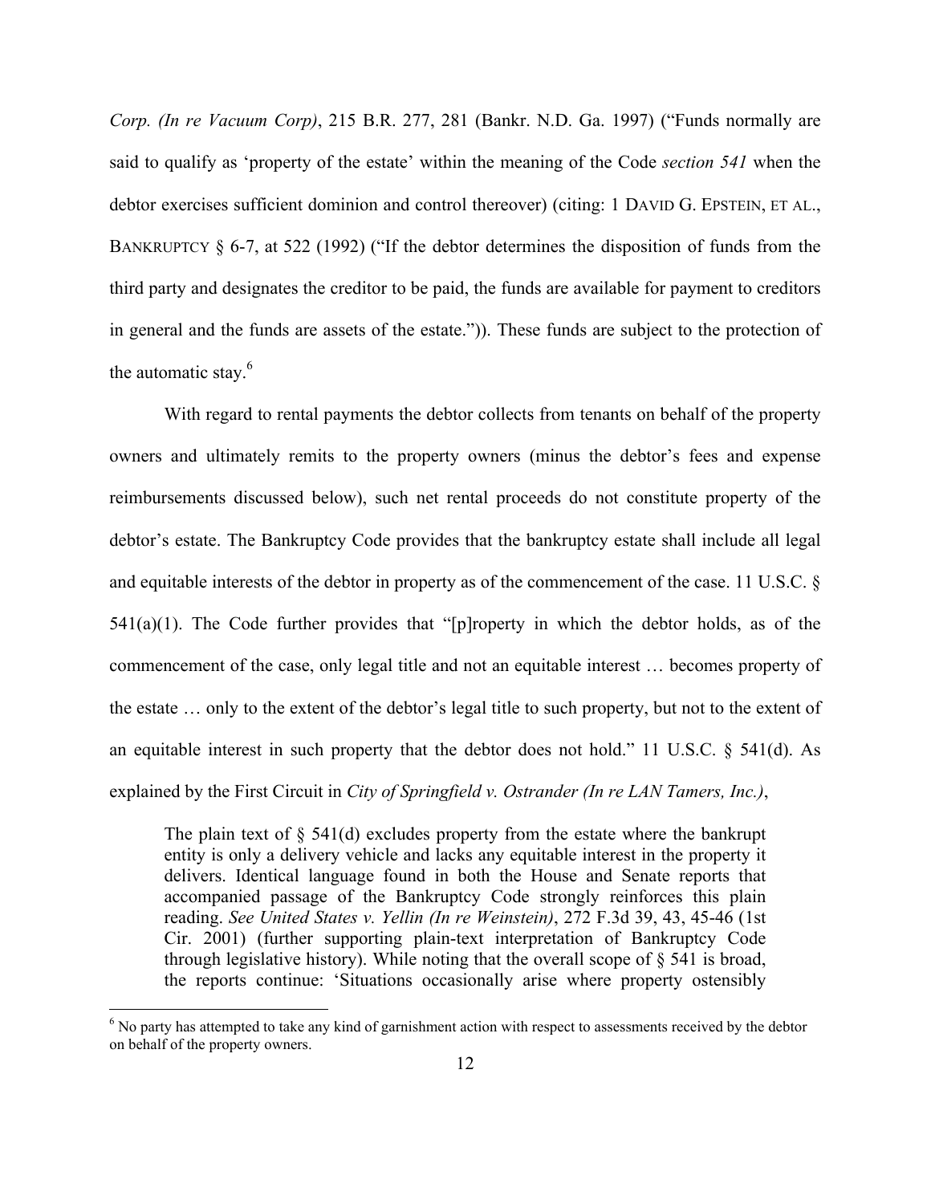*Corp. (In re Vacuum Corp)*, 215 B.R. 277, 281 (Bankr. N.D. Ga. 1997) ("Funds normally are said to qualify as 'property of the estate' within the meaning of the Code *section 541* when the debtor exercises sufficient dominion and control thereover) (citing: 1 DAVID G. EPSTEIN, ET AL., BANKRUPTCY § 6-7, at 522 (1992) ("If the debtor determines the disposition of funds from the third party and designates the creditor to be paid, the funds are available for payment to creditors in general and the funds are assets of the estate.")). These funds are subject to the protection of the automatic stay.[6]

With regard to rental payments the debtor collects from tenants on behalf of the property owners and ultimately remits to the property owners (minus the debtor's fees and expense reimbursements discussed below), such net rental proceeds do not constitute property of the debtor's estate. The Bankruptcy Code provides that the bankruptcy estate shall include all legal and equitable interests of the debtor in property as of the commencement of the case. 11 U.S.C. § 541(a)(1). The Code further provides that "[p]roperty in which the debtor holds, as of the commencement of the case, only legal title and not an equitable interest … becomes property of the estate … only to the extent of the debtor's legal title to such property, but not to the extent of an equitable interest in such property that the debtor does not hold." 11 U.S.C. § 541(d). As explained by the First Circuit in *City of Springfield v. Ostrander (In re LAN Tamers, Inc.)*,

> The plain text of § 541(d) excludes property from the estate where the bankrupt entity is only a delivery vehicle and lacks any equitable interest in the property it delivers. Identical language found in both the House and Senate reports that accompanied passage of the Bankruptcy Code strongly reinforces this plain reading. *See United States v. Yellin (In re Weinstein)*, 272 F.3d 39, 43, 45-46 (1st Cir. 2001) (further supporting plain-text interpretation of Bankruptcy Code through legislative history). While noting that the overall scope of § 541 is broad, the reports continue: 'Situations occasionally arise where property ostensibly

[6] No party has attempted to take any kind of garnishment action with respect to assessments received by the debtor on behalf of the property owners.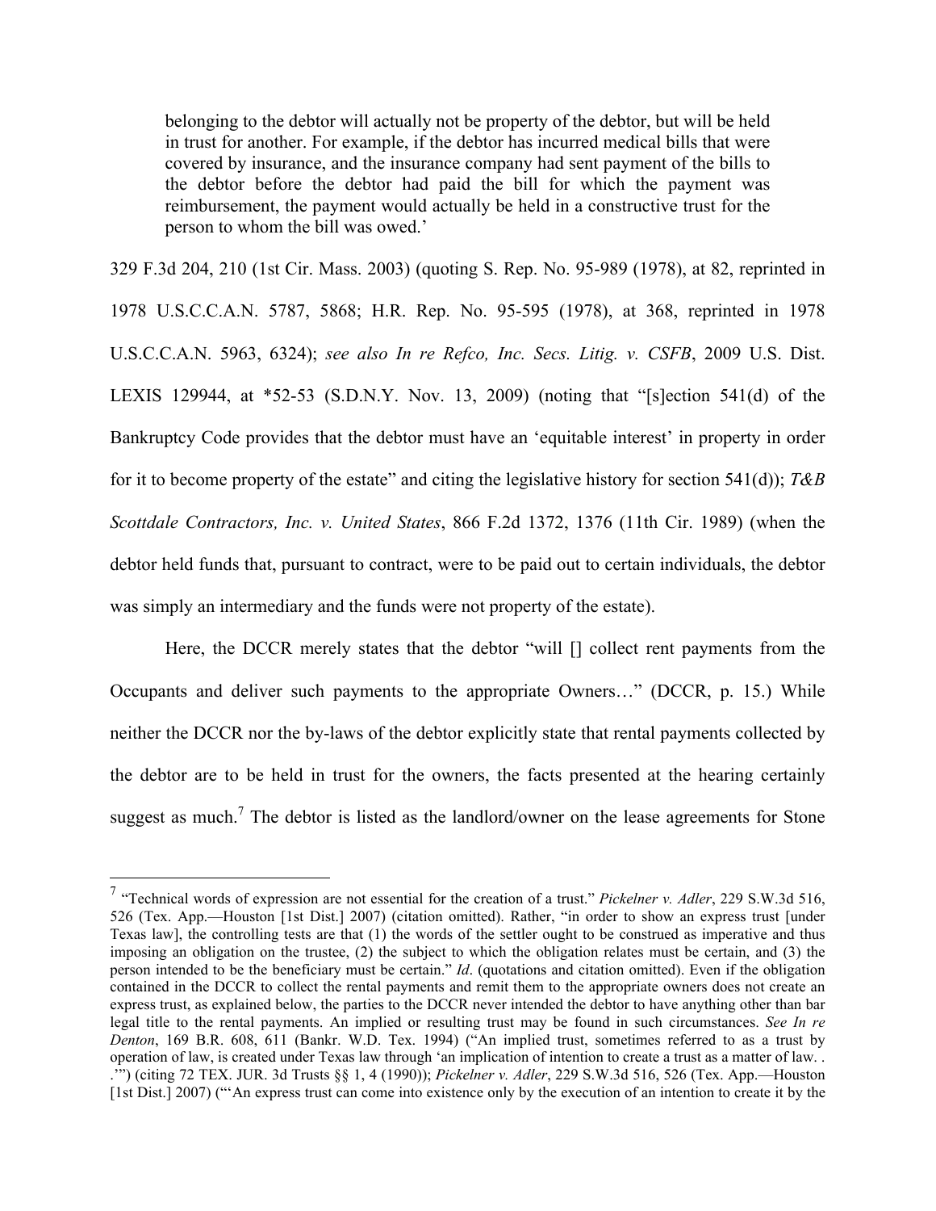> belonging to the debtor will actually not be property of the debtor, but will be held in trust for another. For example, if the debtor has incurred medical bills that were covered by insurance, and the insurance company had sent payment of the bills to the debtor before the debtor had paid the bill for which the payment was reimbursement, the payment would actually be held in a constructive trust for the person to whom the bill was owed.'

329 F.3d 204, 210 (1st Cir. Mass. 2003) (quoting S. Rep. No. 95-989 (1978), at 82, reprinted in 1978 U.S.C.C.A.N. 5787, 5868; H.R. Rep. No. 95-595 (1978), at 368, reprinted in 1978 U.S.C.C.A.N. 5963, 6324); *see also In re Refco, Inc. Secs. Litig. v. CSFB*, 2009 U.S. Dist. LEXIS 129944, at *52-53 (S.D.N.Y. Nov. 13, 2009) (noting that "[s]ection 541(d) of the Bankruptcy Code provides that the debtor must have an 'equitable interest' in property in order for it to become property of the estate" and citing the legislative history for section 541(d)); *T&B Scottdale Contractors, Inc. v. United States*, 866 F.2d 1372, 1376 (11th Cir. 1989) (when the debtor held funds that, pursuant to contract, were to be paid out to certain individuals, the debtor was simply an intermediary and the funds were not property of the estate).

Here, the DCCR merely states that the debtor "will [] collect rent payments from the Occupants and deliver such payments to the appropriate Owners…" (DCCR, p. 15.) While neither the DCCR nor the by-laws of the debtor explicitly state that rental payments collected by the debtor are to be held in trust for the owners, the facts presented at the hearing certainly suggest as much.[7] The debtor is listed as the landlord/owner on the lease agreements for Stone

---

[7] "Technical words of expression are not essential for the creation of a trust." *Pickelner v. Adler*, 229 S.W.3d 516, 526 (Tex. App.—Houston [1st Dist.] 2007) (citation omitted). Rather, "in order to show an express trust [under Texas law], the controlling tests are that (1) the words of the settler ought to be construed as imperative and thus imposing an obligation on the trustee, (2) the subject to which the obligation relates must be certain, and (3) the person intended to be the beneficiary must be certain." *Id*. (quotations and citation omitted). Even if the obligation contained in the DCCR to collect the rental payments and remit them to the appropriate owners does not create an express trust, as explained below, the parties to the DCCR never intended the debtor to have anything other than bar legal title to the rental payments. An implied or resulting trust may be found in such circumstances. *See In re Denton*, 169 B.R. 608, 611 (Bankr. W.D. Tex. 1994) ("An implied trust, sometimes referred to as a trust by operation of law, is created under Texas law through 'an implication of intention to create a trust as a matter of law. . .'") (citing 72 TEX. JUR. 3d Trusts §§ 1, 4 (1990)); *Pickelner v. Adler*, 229 S.W.3d 516, 526 (Tex. App.—Houston [1st Dist.] 2007) ("'An express trust can come into existence only by the execution of an intention to create it by the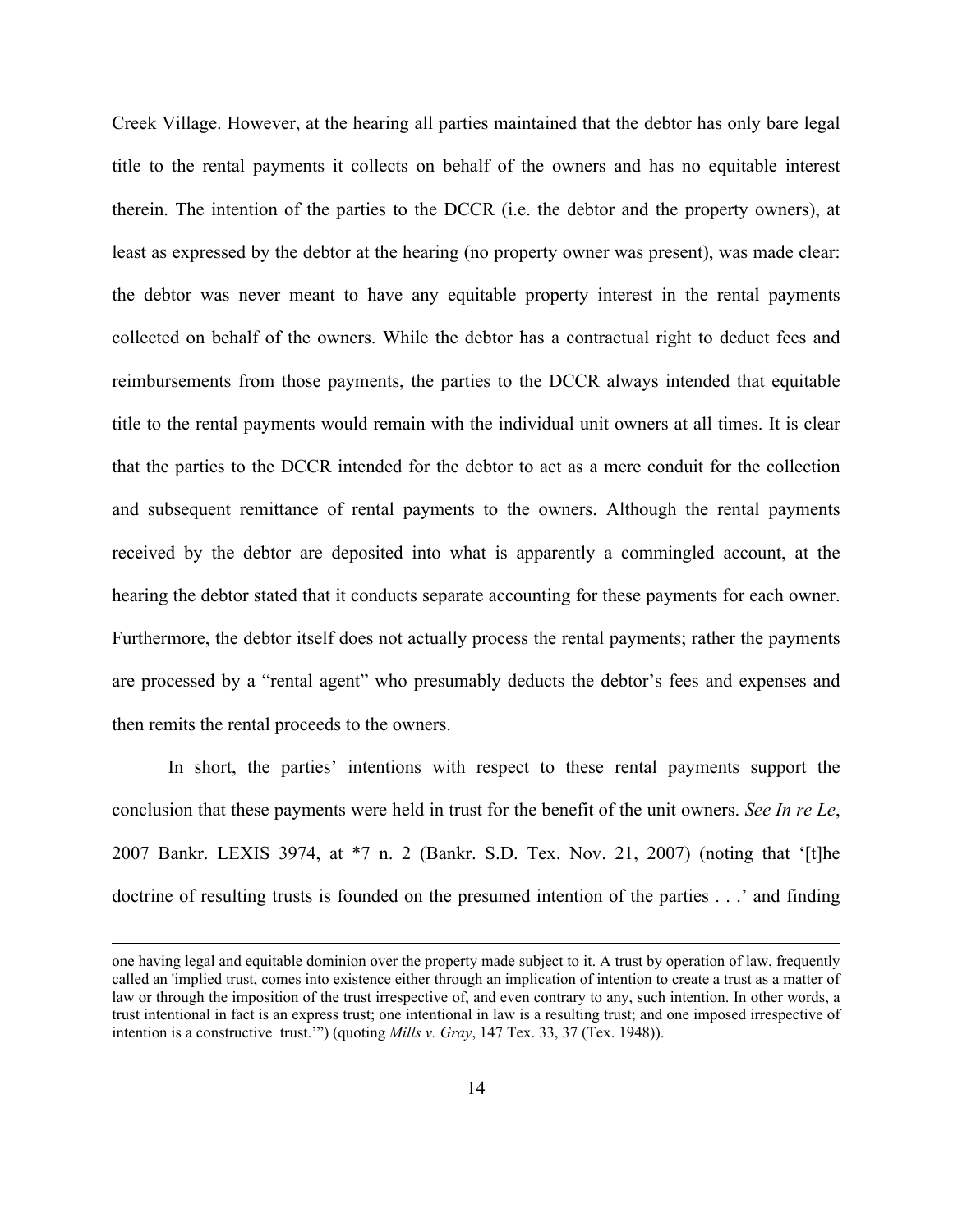Creek Village. However, at the hearing all parties maintained that the debtor has only bare legal title to the rental payments it collects on behalf of the owners and has no equitable interest therein. The intention of the parties to the DCCR (i.e. the debtor and the property owners), at least as expressed by the debtor at the hearing (no property owner was present), was made clear: the debtor was never meant to have any equitable property interest in the rental payments collected on behalf of the owners. While the debtor has a contractual right to deduct fees and reimbursements from those payments, the parties to the DCCR always intended that equitable title to the rental payments would remain with the individual unit owners at all times. It is clear that the parties to the DCCR intended for the debtor to act as a mere conduit for the collection and subsequent remittance of rental payments to the owners. Although the rental payments received by the debtor are deposited into what is apparently a commingled account, at the hearing the debtor stated that it conducts separate accounting for these payments for each owner. Furthermore, the debtor itself does not actually process the rental payments; rather the payments are processed by a "rental agent" who presumably deducts the debtor's fees and expenses and then remits the rental proceeds to the owners.

In short, the parties' intentions with respect to these rental payments support the conclusion that these payments were held in trust for the benefit of the unit owners. *See In re Le*, 2007 Bankr. LEXIS 3974, at *7 n. 2 (Bankr. S.D. Tex. Nov. 21, 2007) (noting that '[t]he doctrine of resulting trusts is founded on the presumed intention of the parties . . .' and finding

---

one having legal and equitable dominion over the property made subject to it. A trust by operation of law, frequently called an 'implied trust, comes into existence either through an implication of intention to create a trust as a matter of law or through the imposition of the trust irrespective of, and even contrary to any, such intention. In other words, a trust intentional in fact is an express trust; one intentional in law is a resulting trust; and one imposed irrespective of intention is a constructive trust.'") (quoting *Mills v. Gray*, 147 Tex. 33, 37 (Tex. 1948)).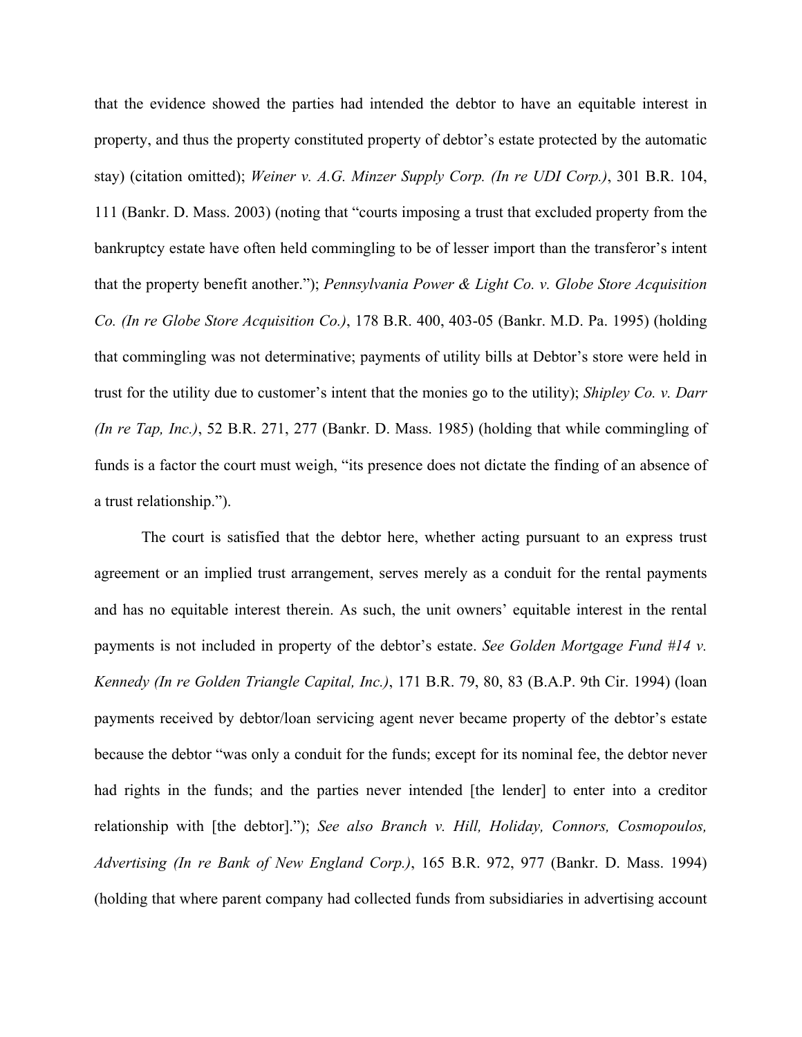that the evidence showed the parties had intended the debtor to have an equitable interest in property, and thus the property constituted property of debtor's estate protected by the automatic stay) (citation omitted); *Weiner v. A.G. Minzer Supply Corp. (In re UDI Corp.)*, 301 B.R. 104, 111 (Bankr. D. Mass. 2003) (noting that "courts imposing a trust that excluded property from the bankruptcy estate have often held commingling to be of lesser import than the transferor's intent that the property benefit another."); *Pennsylvania Power & Light Co. v. Globe Store Acquisition Co. (In re Globe Store Acquisition Co.)*, 178 B.R. 400, 403-05 (Bankr. M.D. Pa. 1995) (holding that commingling was not determinative; payments of utility bills at Debtor's store were held in trust for the utility due to customer's intent that the monies go to the utility); *Shipley Co. v. Darr (In re Tap, Inc.)*, 52 B.R. 271, 277 (Bankr. D. Mass. 1985) (holding that while commingling of funds is a factor the court must weigh, "its presence does not dictate the finding of an absence of a trust relationship.").

The court is satisfied that the debtor here, whether acting pursuant to an express trust agreement or an implied trust arrangement, serves merely as a conduit for the rental payments and has no equitable interest therein. As such, the unit owners' equitable interest in the rental payments is not included in property of the debtor's estate. *See Golden Mortgage Fund #14 v. Kennedy (In re Golden Triangle Capital, Inc.)*, 171 B.R. 79, 80, 83 (B.A.P. 9th Cir. 1994) (loan payments received by debtor/loan servicing agent never became property of the debtor's estate because the debtor "was only a conduit for the funds; except for its nominal fee, the debtor never had rights in the funds; and the parties never intended [the lender] to enter into a creditor relationship with [the debtor]."); *See also Branch v. Hill, Holiday, Connors, Cosmopoulos, Advertising (In re Bank of New England Corp.)*, 165 B.R. 972, 977 (Bankr. D. Mass. 1994) (holding that where parent company had collected funds from subsidiaries in advertising account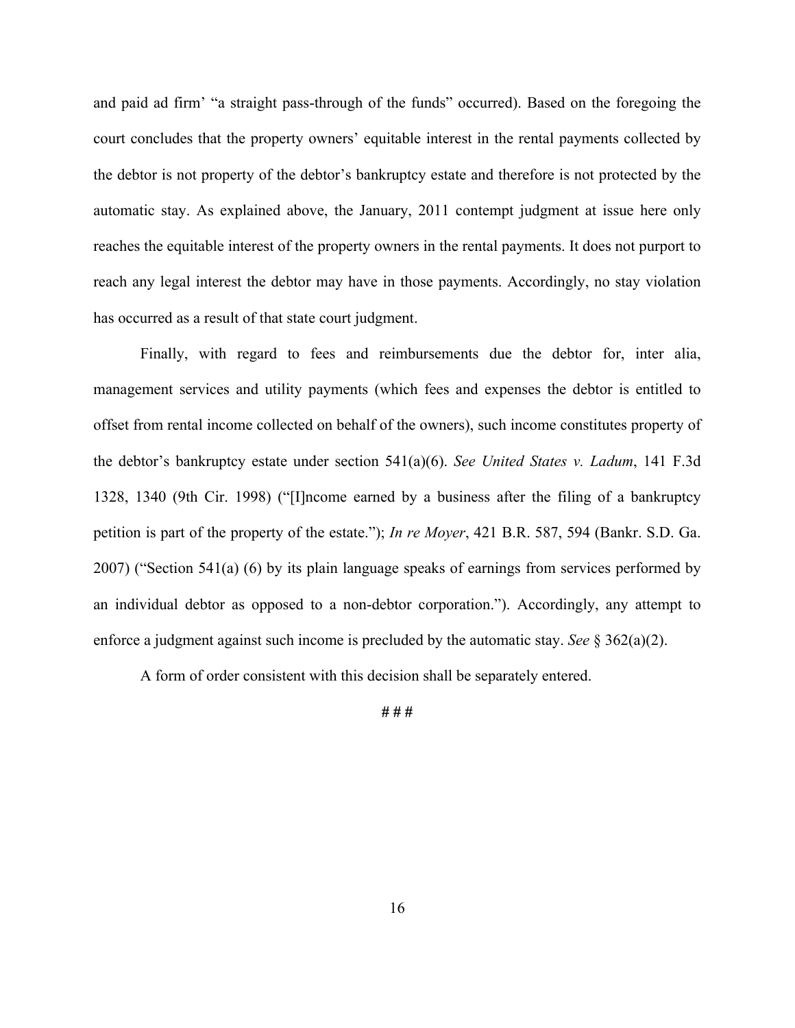and paid ad firm' "a straight pass-through of the funds" occurred). Based on the foregoing the court concludes that the property owners' equitable interest in the rental payments collected by the debtor is not property of the debtor's bankruptcy estate and therefore is not protected by the automatic stay. As explained above, the January, 2011 contempt judgment at issue here only reaches the equitable interest of the property owners in the rental payments. It does not purport to reach any legal interest the debtor may have in those payments. Accordingly, no stay violation has occurred as a result of that state court judgment.

Finally, with regard to fees and reimbursements due the debtor for, inter alia, management services and utility payments (which fees and expenses the debtor is entitled to offset from rental income collected on behalf of the owners), such income constitutes property of the debtor's bankruptcy estate under section 541(a)(6). *See United States v. Ladum*, 141 F.3d 1328, 1340 (9th Cir. 1998) ("[I]ncome earned by a business after the filing of a bankruptcy petition is part of the property of the estate."); *In re Moyer*, 421 B.R. 587, 594 (Bankr. S.D. Ga. 2007) ("Section 541(a) (6) by its plain language speaks of earnings from services performed by an individual debtor as opposed to a non-debtor corporation."). Accordingly, any attempt to enforce a judgment against such income is precluded by the automatic stay. *See* § 362(a)(2).

A form of order consistent with this decision shall be separately entered.

# # #